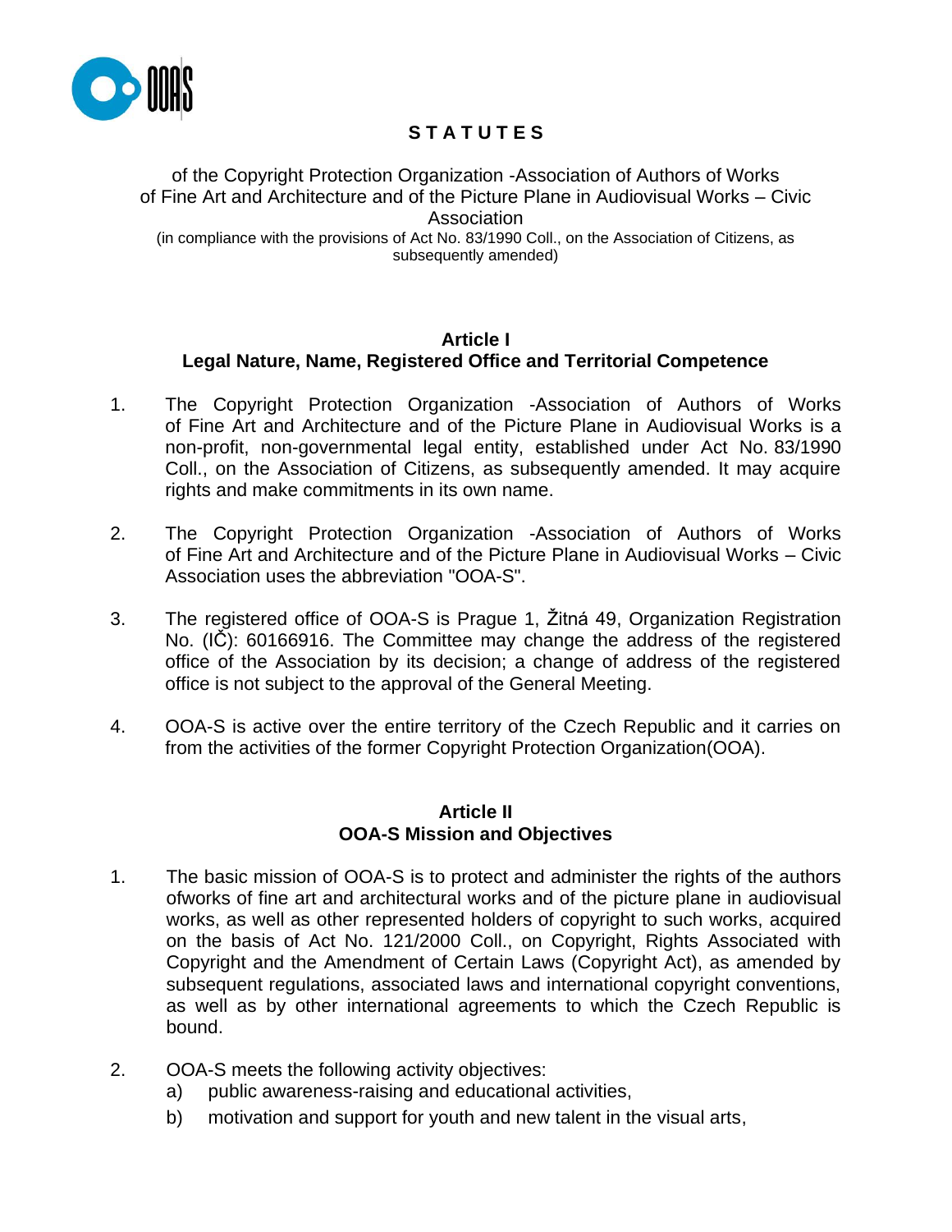# STATUTES

of the Copyright Protection Organization -Association of Authors of Works of Fine Art and Architecture and of the Picture Plane in Audiovisual Works – Civic Association

(in compliance with the provisions of Act No. 83/1990 Coll., on the Association of Citizens, as subsequently amended)

## Article I
## Legal Nature, Name, Registered Office and Territorial Competence

1. The Copyright Protection Organization -Association of Authors of Works of Fine Art and Architecture and of the Picture Plane in Audiovisual Works is a non-profit, non-governmental legal entity, established under Act No. 83/1990 Coll., on the Association of Citizens, as subsequently amended. It may acquire rights and make commitments in its own name.

2. The Copyright Protection Organization -Association of Authors of Works of Fine Art and Architecture and of the Picture Plane in Audiovisual Works – Civic Association uses the abbreviation "OOA-S".

3. The registered office of OOA-S is Prague 1, Žitná 49, Organization Registration No. (IČ): 60166916. The Committee may change the address of the registered office of the Association by its decision; a change of address of the registered office is not subject to the approval of the General Meeting.

4. OOA-S is active over the entire territory of the Czech Republic and it carries on from the activities of the former Copyright Protection Organization(OOA).

## Article II
## OOA-S Mission and Objectives

1. The basic mission of OOA-S is to protect and administer the rights of the authors ofworks of fine art and architectural works and of the picture plane in audiovisual works, as well as other represented holders of copyright to such works, acquired on the basis of Act No. 121/2000 Coll., on Copyright, Rights Associated with Copyright and the Amendment of Certain Laws (Copyright Act), as amended by subsequent regulations, associated laws and international copyright conventions, as well as by other international agreements to which the Czech Republic is bound.

2. OOA-S meets the following activity objectives:
   a) public awareness-raising and educational activities,
   b) motivation and support for youth and new talent in the visual arts,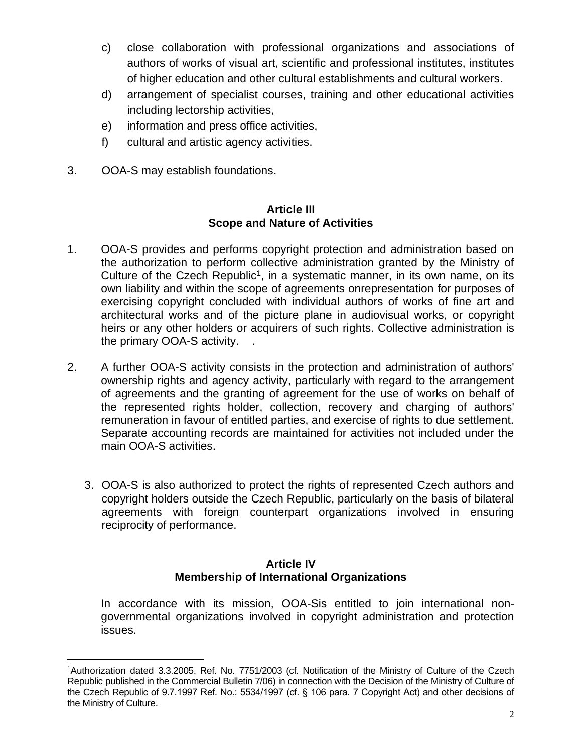c) close collaboration with professional organizations and associations of authors of works of visual art, scientific and professional institutes, institutes of higher education and other cultural establishments and cultural workers.

d) arrangement of specialist courses, training and other educational activities including lectorship activities,

e) information and press office activities,

f) cultural and artistic agency activities.

3. OOA-S may establish foundations.

## Article III
## Scope and Nature of Activities

1. OOA-S provides and performs copyright protection and administration based on the authorization to perform collective administration granted by the Ministry of Culture of the Czech Republic[1], in a systematic manner, in its own name, on its own liability and within the scope of agreements onrepresentation for purposes of exercising copyright concluded with individual authors of works of fine art and architectural works and of the picture plane in audiovisual works, or copyright heirs or any other holders or acquirers of such rights. Collective administration is the primary OOA-S activity. .

2. A further OOA-S activity consists in the protection and administration of authors' ownership rights and agency activity, particularly with regard to the arrangement of agreements and the granting of agreement for the use of works on behalf of the represented rights holder, collection, recovery and charging of authors' remuneration in favour of entitled parties, and exercise of rights to due settlement. Separate accounting records are maintained for activities not included under the main OOA-S activities.

3. OOA-S is also authorized to protect the rights of represented Czech authors and copyright holders outside the Czech Republic, particularly on the basis of bilateral agreements with foreign counterpart organizations involved in ensuring reciprocity of performance.

## Article IV
## Membership of International Organizations

In accordance with its mission, OOA-Sis entitled to join international non-governmental organizations involved in copyright administration and protection issues.

---

[1]Authorization dated 3.3.2005, Ref. No. 7751/2003 (cf. Notification of the Ministry of Culture of the Czech Republic published in the Commercial Bulletin 7/06) in connection with the Decision of the Ministry of Culture of the Czech Republic of 9.7.1997 Ref. No.: 5534/1997 (cf. § 106 para. 7 Copyright Act) and other decisions of the Ministry of Culture.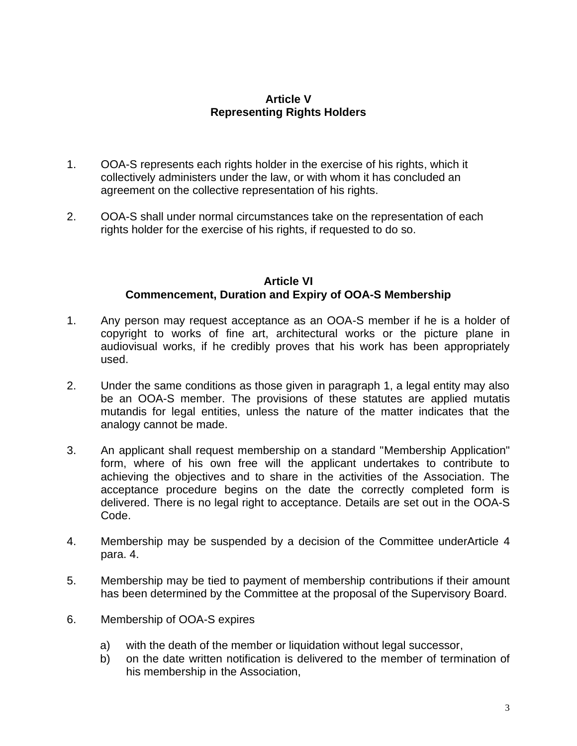## Article V
## Representing Rights Holders

1. OOA-S represents each rights holder in the exercise of his rights, which it collectively administers under the law, or with whom it has concluded an agreement on the collective representation of his rights.

2. OOA-S shall under normal circumstances take on the representation of each rights holder for the exercise of his rights, if requested to do so.

## Article VI
## Commencement, Duration and Expiry of OOA-S Membership

1. Any person may request acceptance as an OOA-S member if he is a holder of copyright to works of fine art, architectural works or the picture plane in audiovisual works, if he credibly proves that his work has been appropriately used.

2. Under the same conditions as those given in paragraph 1, a legal entity may also be an OOA-S member. The provisions of these statutes are applied mutatis mutandis for legal entities, unless the nature of the matter indicates that the analogy cannot be made.

3. An applicant shall request membership on a standard "Membership Application" form, where of his own free will the applicant undertakes to contribute to achieving the objectives and to share in the activities of the Association. The acceptance procedure begins on the date the correctly completed form is delivered. There is no legal right to acceptance. Details are set out in the OOA-S Code.

4. Membership may be suspended by a decision of the Committee underArticle 4 para. 4.

5. Membership may be tied to payment of membership contributions if their amount has been determined by the Committee at the proposal of the Supervisory Board.

6. Membership of OOA-S expires

   a) with the death of the member or liquidation without legal successor,
   b) on the date written notification is delivered to the member of termination of his membership in the Association,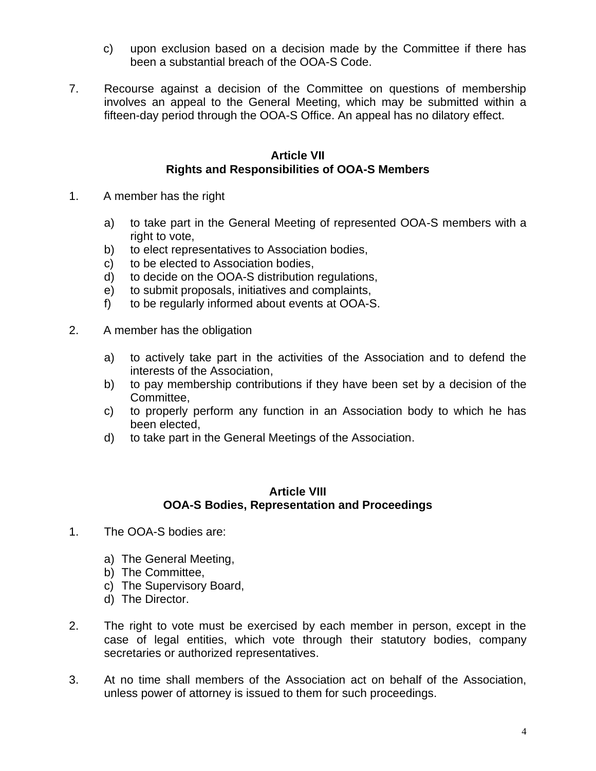c) upon exclusion based on a decision made by the Committee if there has been a substantial breach of the OOA-S Code.

7. Recourse against a decision of the Committee on questions of membership involves an appeal to the General Meeting, which may be submitted within a fifteen-day period through the OOA-S Office. An appeal has no dilatory effect.

## Article VII
## Rights and Responsibilities of OOA-S Members

1. A member has the right

   a) to take part in the General Meeting of represented OOA-S members with a right to vote,
   b) to elect representatives to Association bodies,
   c) to be elected to Association bodies,
   d) to decide on the OOA-S distribution regulations,
   e) to submit proposals, initiatives and complaints,
   f) to be regularly informed about events at OOA-S.

2. A member has the obligation

   a) to actively take part in the activities of the Association and to defend the interests of the Association,
   b) to pay membership contributions if they have been set by a decision of the Committee,
   c) to properly perform any function in an Association body to which he has been elected,
   d) to take part in the General Meetings of the Association.

## Article VIII
## OOA-S Bodies, Representation and Proceedings

1. The OOA-S bodies are:

   a) The General Meeting,
   b) The Committee,
   c) The Supervisory Board,
   d) The Director.

2. The right to vote must be exercised by each member in person, except in the case of legal entities, which vote through their statutory bodies, company secretaries or authorized representatives.

3. At no time shall members of the Association act on behalf of the Association, unless power of attorney is issued to them for such proceedings.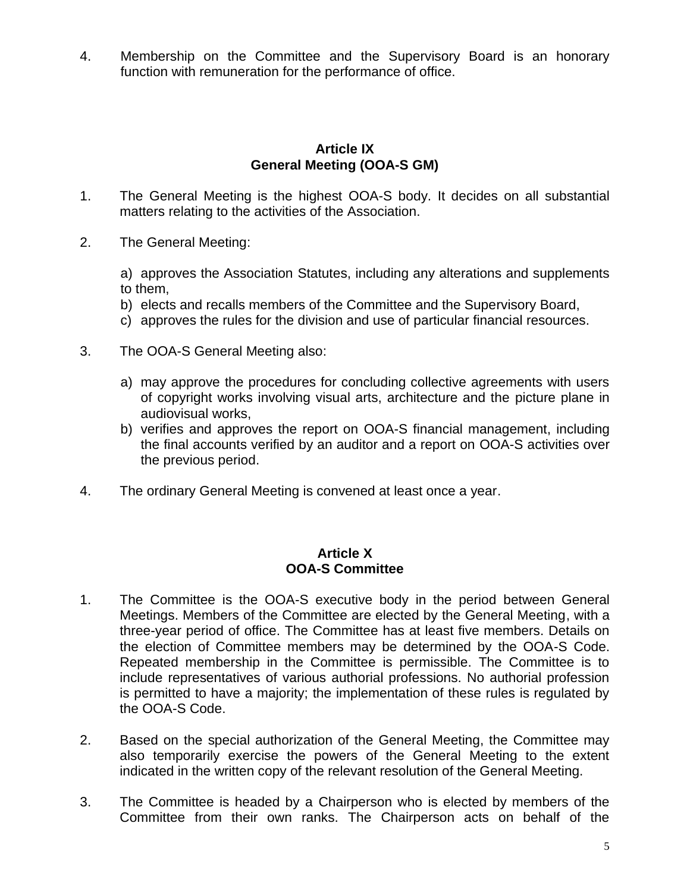4. Membership on the Committee and the Supervisory Board is an honorary function with remuneration for the performance of office.

## Article IX
## General Meeting (OOA-S GM)

1. The General Meeting is the highest OOA-S body. It decides on all substantial matters relating to the activities of the Association.

2. The General Meeting:

   a) approves the Association Statutes, including any alterations and supplements to them,
   b) elects and recalls members of the Committee and the Supervisory Board,
   c) approves the rules for the division and use of particular financial resources.

3. The OOA-S General Meeting also:

   a) may approve the procedures for concluding collective agreements with users of copyright works involving visual arts, architecture and the picture plane in audiovisual works,
   b) verifies and approves the report on OOA-S financial management, including the final accounts verified by an auditor and a report on OOA-S activities over the previous period.

4. The ordinary General Meeting is convened at least once a year.

## Article X
## OOA-S Committee

1. The Committee is the OOA-S executive body in the period between General Meetings. Members of the Committee are elected by the General Meeting, with a three-year period of office. The Committee has at least five members. Details on the election of Committee members may be determined by the OOA-S Code. Repeated membership in the Committee is permissible. The Committee is to include representatives of various authorial professions. No authorial profession is permitted to have a majority; the implementation of these rules is regulated by the OOA-S Code.

2. Based on the special authorization of the General Meeting, the Committee may also temporarily exercise the powers of the General Meeting to the extent indicated in the written copy of the relevant resolution of the General Meeting.

3. The Committee is headed by a Chairperson who is elected by members of the Committee from their own ranks. The Chairperson acts on behalf of the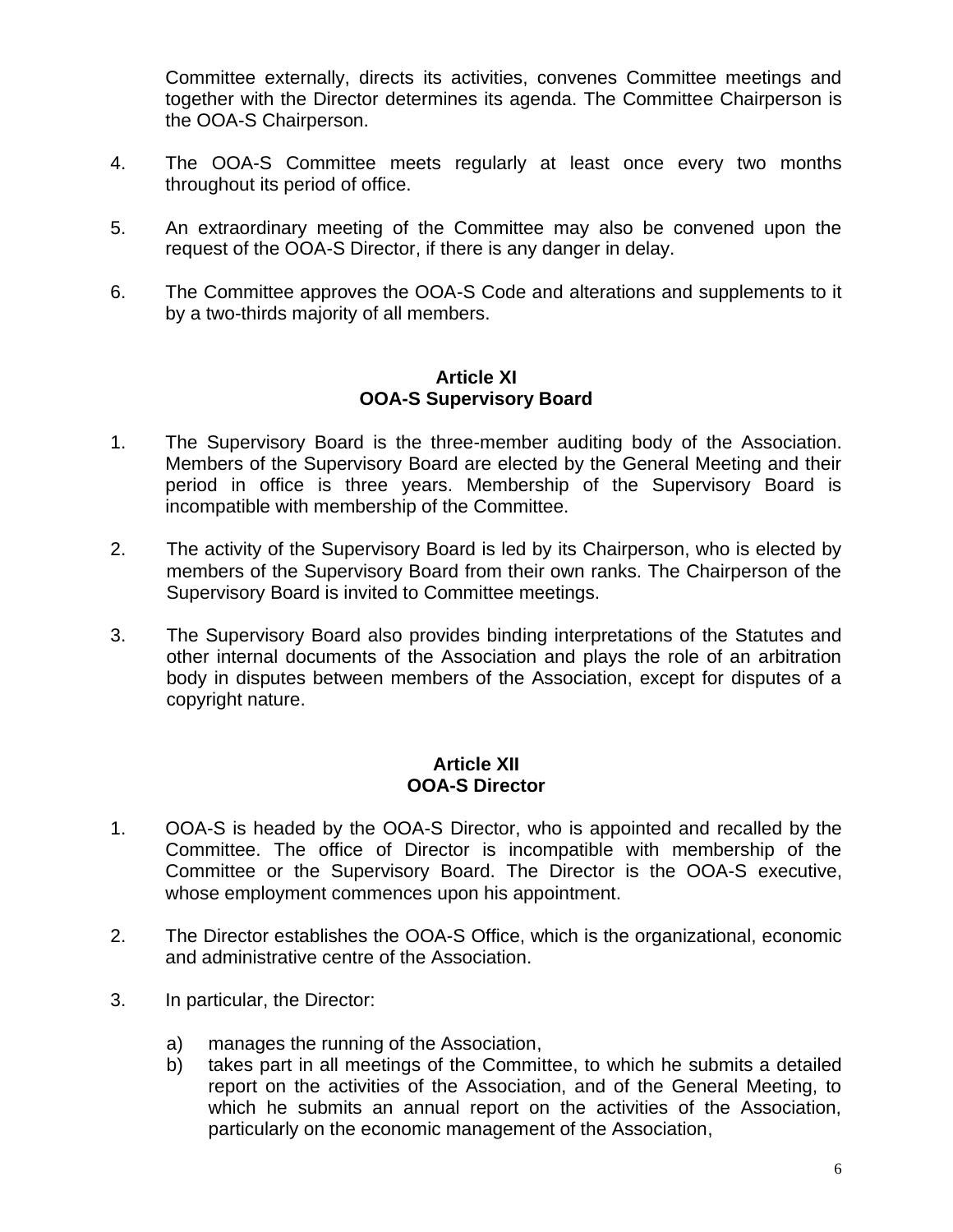Committee externally, directs its activities, convenes Committee meetings and together with the Director determines its agenda. The Committee Chairperson is the OOA-S Chairperson.

4. The OOA-S Committee meets regularly at least once every two months throughout its period of office.

5. An extraordinary meeting of the Committee may also be convened upon the request of the OOA-S Director, if there is any danger in delay.

6. The Committee approves the OOA-S Code and alterations and supplements to it by a two-thirds majority of all members.

## Article XI
## OOA-S Supervisory Board

1. The Supervisory Board is the three-member auditing body of the Association. Members of the Supervisory Board are elected by the General Meeting and their period in office is three years. Membership of the Supervisory Board is incompatible with membership of the Committee.

2. The activity of the Supervisory Board is led by its Chairperson, who is elected by members of the Supervisory Board from their own ranks. The Chairperson of the Supervisory Board is invited to Committee meetings.

3. The Supervisory Board also provides binding interpretations of the Statutes and other internal documents of the Association and plays the role of an arbitration body in disputes between members of the Association, except for disputes of a copyright nature.

## Article XII
## OOA-S Director

1. OOA-S is headed by the OOA-S Director, who is appointed and recalled by the Committee. The office of Director is incompatible with membership of the Committee or the Supervisory Board. The Director is the OOA-S executive, whose employment commences upon his appointment.

2. The Director establishes the OOA-S Office, which is the organizational, economic and administrative centre of the Association.

3. In particular, the Director:

   a) manages the running of the Association,
   b) takes part in all meetings of the Committee, to which he submits a detailed report on the activities of the Association, and of the General Meeting, to which he submits an annual report on the activities of the Association, particularly on the economic management of the Association,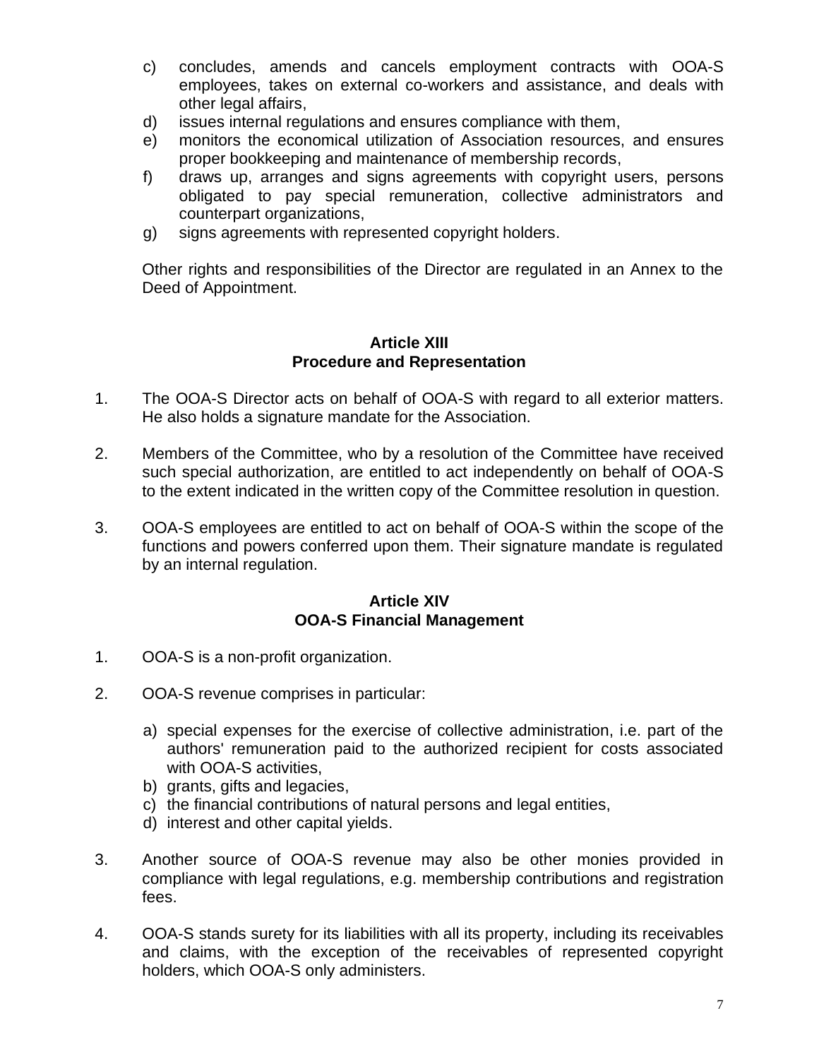c) concludes, amends and cancels employment contracts with OOA-S employees, takes on external co-workers and assistance, and deals with other legal affairs,
d) issues internal regulations and ensures compliance with them,
e) monitors the economical utilization of Association resources, and ensures proper bookkeeping and maintenance of membership records,
f) draws up, arranges and signs agreements with copyright users, persons obligated to pay special remuneration, collective administrators and counterpart organizations,
g) signs agreements with represented copyright holders.

Other rights and responsibilities of the Director are regulated in an Annex to the Deed of Appointment.

## Article XIII
## Procedure and Representation

1. The OOA-S Director acts on behalf of OOA-S with regard to all exterior matters. He also holds a signature mandate for the Association.

2. Members of the Committee, who by a resolution of the Committee have received such special authorization, are entitled to act independently on behalf of OOA-S to the extent indicated in the written copy of the Committee resolution in question.

3. OOA-S employees are entitled to act on behalf of OOA-S within the scope of the functions and powers conferred upon them. Their signature mandate is regulated by an internal regulation.

## Article XIV
## OOA-S Financial Management

1. OOA-S is a non-profit organization.

2. OOA-S revenue comprises in particular:

   a) special expenses for the exercise of collective administration, i.e. part of the authors' remuneration paid to the authorized recipient for costs associated with OOA-S activities,
   b) grants, gifts and legacies,
   c) the financial contributions of natural persons and legal entities,
   d) interest and other capital yields.

3. Another source of OOA-S revenue may also be other monies provided in compliance with legal regulations, e.g. membership contributions and registration fees.

4. OOA-S stands surety for its liabilities with all its property, including its receivables and claims, with the exception of the receivables of represented copyright holders, which OOA-S only administers.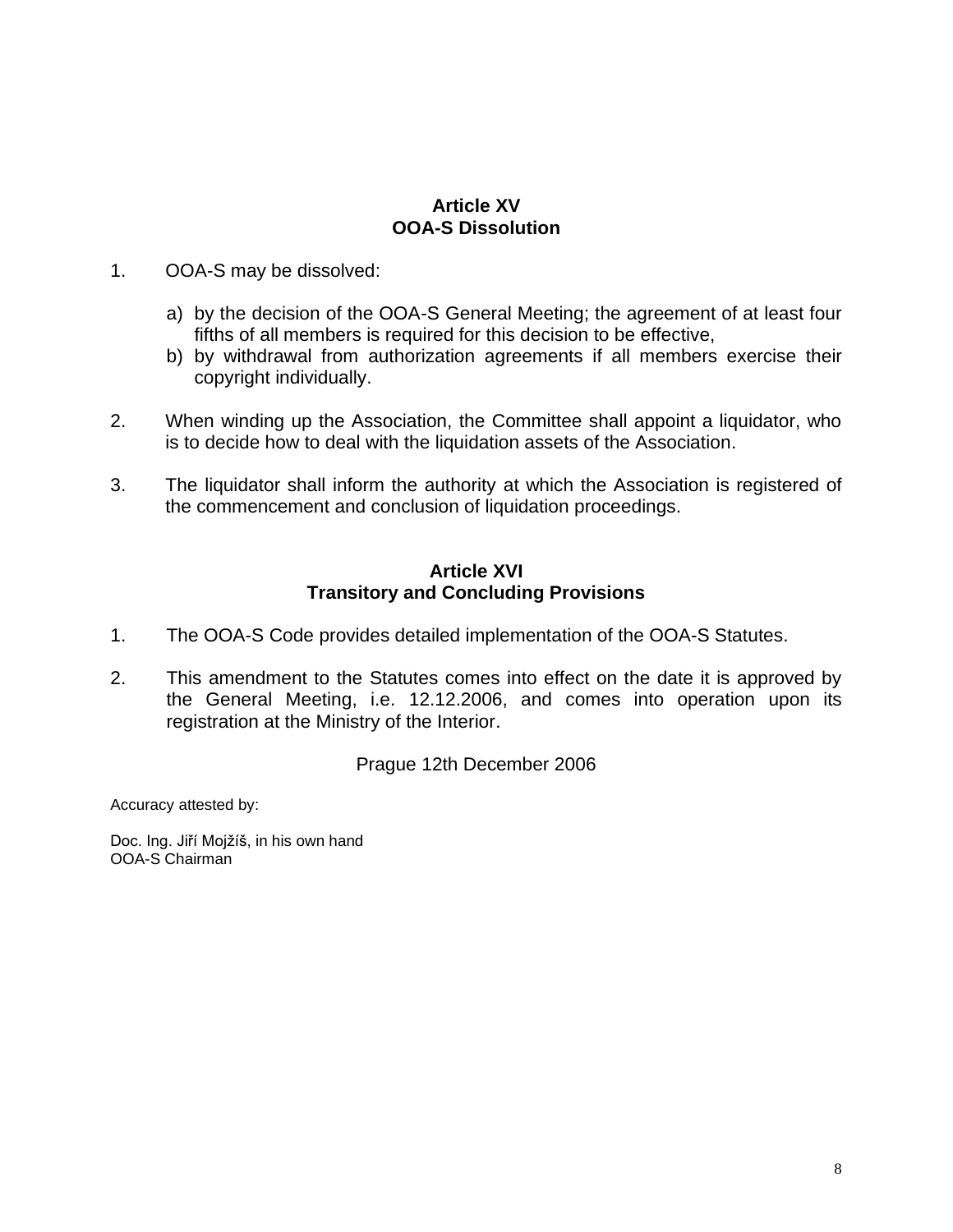## Article XV
## OOA-S Dissolution

1. OOA-S may be dissolved:

   a) by the decision of the OOA-S General Meeting; the agreement of at least four fifths of all members is required for this decision to be effective,
   b) by withdrawal from authorization agreements if all members exercise their copyright individually.

2. When winding up the Association, the Committee shall appoint a liquidator, who is to decide how to deal with the liquidation assets of the Association.

3. The liquidator shall inform the authority at which the Association is registered of the commencement and conclusion of liquidation proceedings.

## Article XVI
## Transitory and Concluding Provisions

1. The OOA-S Code provides detailed implementation of the OOA-S Statutes.

2. This amendment to the Statutes comes into effect on the date it is approved by the General Meeting, i.e. 12.12.2006, and comes into operation upon its registration at the Ministry of the Interior.

Prague 12th December 2006

Accuracy attested by:

Doc. Ing. Jiří Mojžíš, in his own hand
OOA-S Chairman